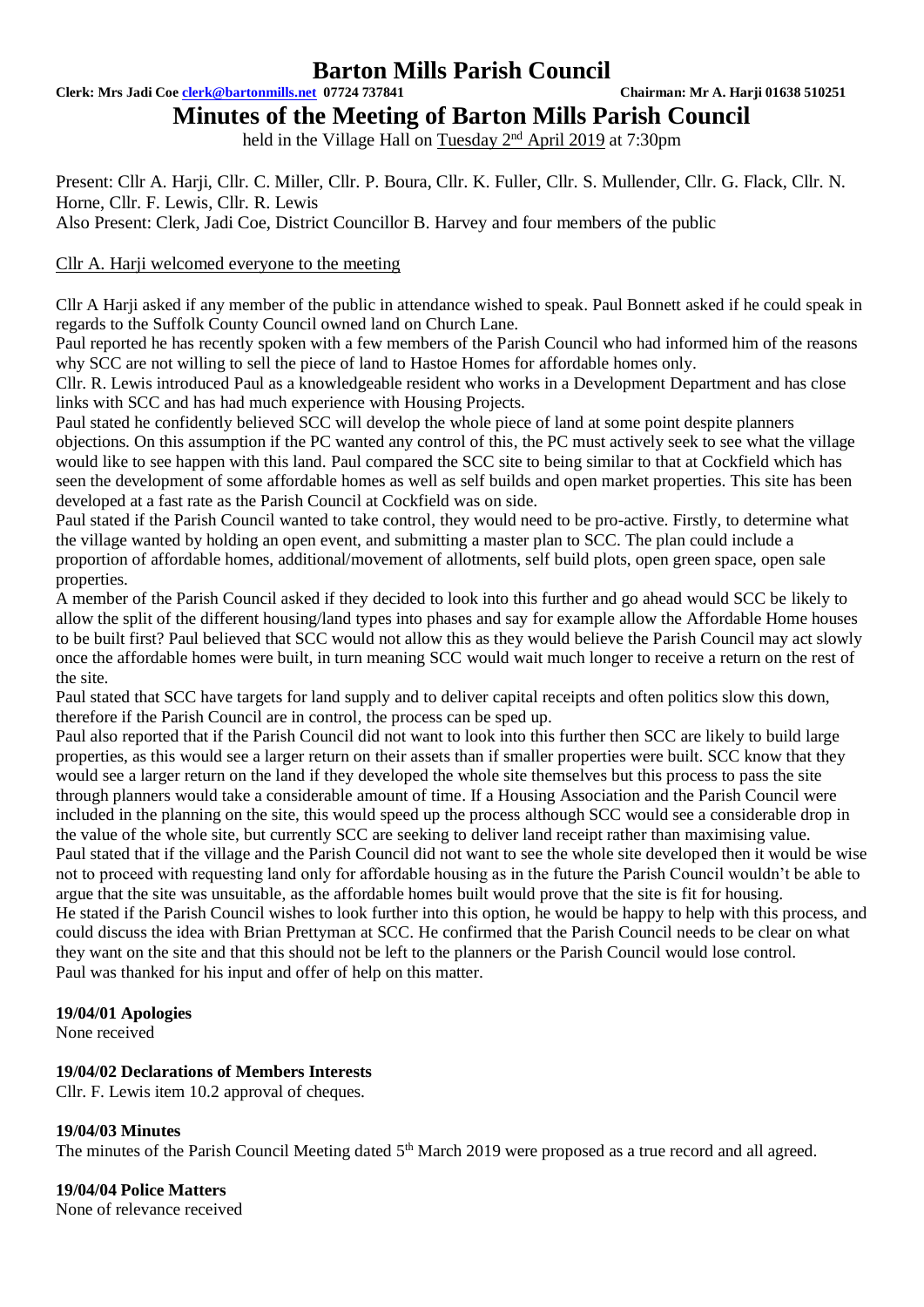# Barton Mills Parish Council

**Clerk: Mrs Jadi Coe clerk@bartonmills.net 07724 737841** **Chairman: Mr A. Harji 01638 510251**

## Minutes of the Meeting of Barton Mills Parish Council

held in the Village Hall on Tuesday 2nd April 2019 at 7:30pm

Present: Cllr A. Harji, Cllr. C. Miller, Cllr. P. Boura, Cllr. K. Fuller, Cllr. S. Mullender, Cllr. G. Flack, Cllr. N. Horne, Cllr. F. Lewis, Cllr. R. Lewis

Also Present: Clerk, Jadi Coe, District Councillor B. Harvey and four members of the public

Cllr A. Harji welcomed everyone to the meeting

Cllr A Harji asked if any member of the public in attendance wished to speak. Paul Bonnett asked if he could speak in regards to the Suffolk County Council owned land on Church Lane.

Paul reported he has recently spoken with a few members of the Parish Council who had informed him of the reasons why SCC are not willing to sell the piece of land to Hastoe Homes for affordable homes only.

Cllr. R. Lewis introduced Paul as a knowledgeable resident who works in a Development Department and has close links with SCC and has had much experience with Housing Projects.

Paul stated he confidently believed SCC will develop the whole piece of land at some point despite planners objections. On this assumption if the PC wanted any control of this, the PC must actively seek to see what the village would like to see happen with this land. Paul compared the SCC site to being similar to that at Cockfield which has seen the development of some affordable homes as well as self builds and open market properties. This site has been developed at a fast rate as the Parish Council at Cockfield was on side.

Paul stated if the Parish Council wanted to take control, they would need to be pro-active. Firstly, to determine what the village wanted by holding an open event, and submitting a master plan to SCC. The plan could include a proportion of affordable homes, additional/movement of allotments, self build plots, open green space, open sale properties.

A member of the Parish Council asked if they decided to look into this further and go ahead would SCC be likely to allow the split of the different housing/land types into phases and say for example allow the Affordable Home houses to be built first? Paul believed that SCC would not allow this as they would believe the Parish Council may act slowly once the affordable homes were built, in turn meaning SCC would wait much longer to receive a return on the rest of the site.

Paul stated that SCC have targets for land supply and to deliver capital receipts and often politics slow this down, therefore if the Parish Council are in control, the process can be sped up.

Paul also reported that if the Parish Council did not want to look into this further then SCC are likely to build large properties, as this would see a larger return on their assets than if smaller properties were built. SCC know that they would see a larger return on the land if they developed the whole site themselves but this process to pass the site through planners would take a considerable amount of time. If a Housing Association and the Parish Council were included in the planning on the site, this would speed up the process although SCC would see a considerable drop in the value of the whole site, but currently SCC are seeking to deliver land receipt rather than maximising value.

Paul stated that if the village and the Parish Council did not want to see the whole site developed then it would be wise not to proceed with requesting land only for affordable housing as in the future the Parish Council wouldn't be able to argue that the site was unsuitable, as the affordable homes built would prove that the site is fit for housing.

He stated if the Parish Council wishes to look further into this option, he would be happy to help with this process, and could discuss the idea with Brian Prettyman at SCC. He confirmed that the Parish Council needs to be clear on what they want on the site and that this should not be left to the planners or the Parish Council would lose control.

Paul was thanked for his input and offer of help on this matter.

**19/04/01 Apologies**

None received

**19/04/02 Declarations of Members Interests**

Cllr. F. Lewis item 10.2 approval of cheques.

**19/04/03 Minutes**

The minutes of the Parish Council Meeting dated 5th March 2019 were proposed as a true record and all agreed.

**19/04/04 Police Matters**

None of relevance received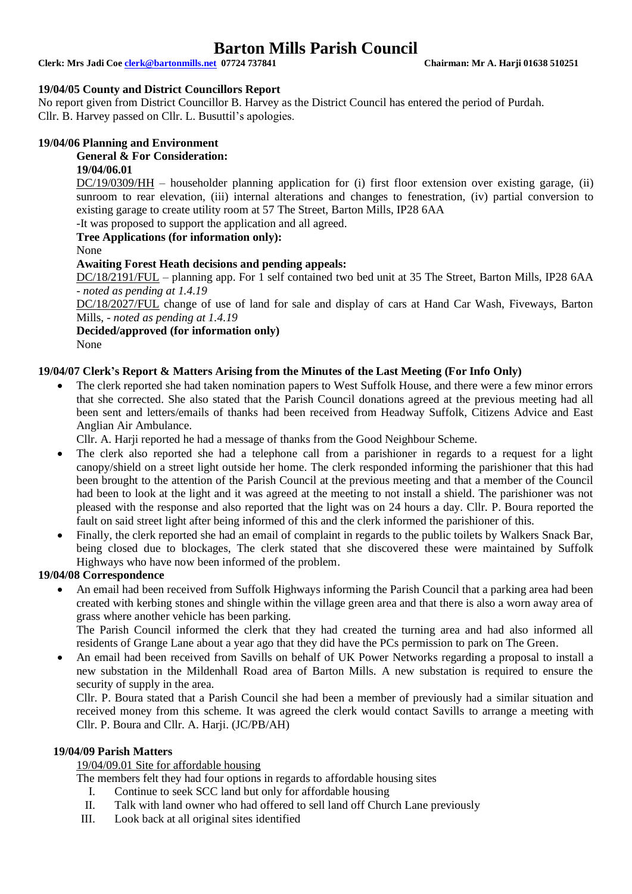# Barton Mills Parish Council

**Clerk: Mrs Jadi Coe clerk@bartonmills.net 07724 737841 Chairman: Mr A. Harji 01638 510251**

**19/04/05 County and District Councillors Report**

No report given from District Councillor B. Harvey as the District Council has entered the period of Purdah.
Cllr. B. Harvey passed on Cllr. L. Busuttil's apologies.

**19/04/06 Planning and Environment**

**General & For Consideration:**

**19/04/06.01**

DC/19/0309/HH – householder planning application for (i) first floor extension over existing garage, (ii) sunroom to rear elevation, (iii) internal alterations and changes to fenestration, (iv) partial conversion to existing garage to create utility room at 57 The Street, Barton Mills, IP28 6AA

-It was proposed to support the application and all agreed.

**Tree Applications (for information only):**

None

**Awaiting Forest Heath decisions and pending appeals:**

DC/18/2191/FUL – planning app. For 1 self contained two bed unit at 35 The Street, Barton Mills, IP28 6AA - *noted as pending at 1.4.19*

DC/18/2027/FUL change of use of land for sale and display of cars at Hand Car Wash, Fiveways, Barton Mills, - *noted as pending at 1.4.19*

**Decided/approved (for information only)**

None

**19/04/07 Clerk's Report & Matters Arising from the Minutes of the Last Meeting (For Info Only)**

- The clerk reported she had taken nomination papers to West Suffolk House, and there were a few minor errors that she corrected. She also stated that the Parish Council donations agreed at the previous meeting had all been sent and letters/emails of thanks had been received from Headway Suffolk, Citizens Advice and East Anglian Air Ambulance.

  Cllr. A. Harji reported he had a message of thanks from the Good Neighbour Scheme.
- The clerk also reported she had a telephone call from a parishioner in regards to a request for a light canopy/shield on a street light outside her home. The clerk responded informing the parishioner that this had been brought to the attention of the Parish Council at the previous meeting and that a member of the Council had been to look at the light and it was agreed at the meeting to not install a shield. The parishioner was not pleased with the response and also reported that the light was on 24 hours a day. Cllr. P. Boura reported the fault on said street light after being informed of this and the clerk informed the parishioner of this.
- Finally, the clerk reported she had an email of complaint in regards to the public toilets by Walkers Snack Bar, being closed due to blockages, The clerk stated that she discovered these were maintained by Suffolk Highways who have now been informed of the problem.

**19/04/08 Correspondence**

- An email had been received from Suffolk Highways informing the Parish Council that a parking area had been created with kerbing stones and shingle within the village green area and that there is also a worn away area of grass where another vehicle has been parking.

  The Parish Council informed the clerk that they had created the turning area and had also informed all residents of Grange Lane about a year ago that they did have the PCs permission to park on The Green.
- An email had been received from Savills on behalf of UK Power Networks regarding a proposal to install a new substation in the Mildenhall Road area of Barton Mills. A new substation is required to ensure the security of supply in the area.

  Cllr. P. Boura stated that a Parish Council she had been a member of previously had a similar situation and received money from this scheme. It was agreed the clerk would contact Savills to arrange a meeting with Cllr. P. Boura and Cllr. A. Harji. (JC/PB/AH)

**19/04/09 Parish Matters**

19/04/09.01 Site for affordable housing

The members felt they had four options in regards to affordable housing sites

I. Continue to seek SCC land but only for affordable housing
II. Talk with land owner who had offered to sell land off Church Lane previously
III. Look back at all original sites identified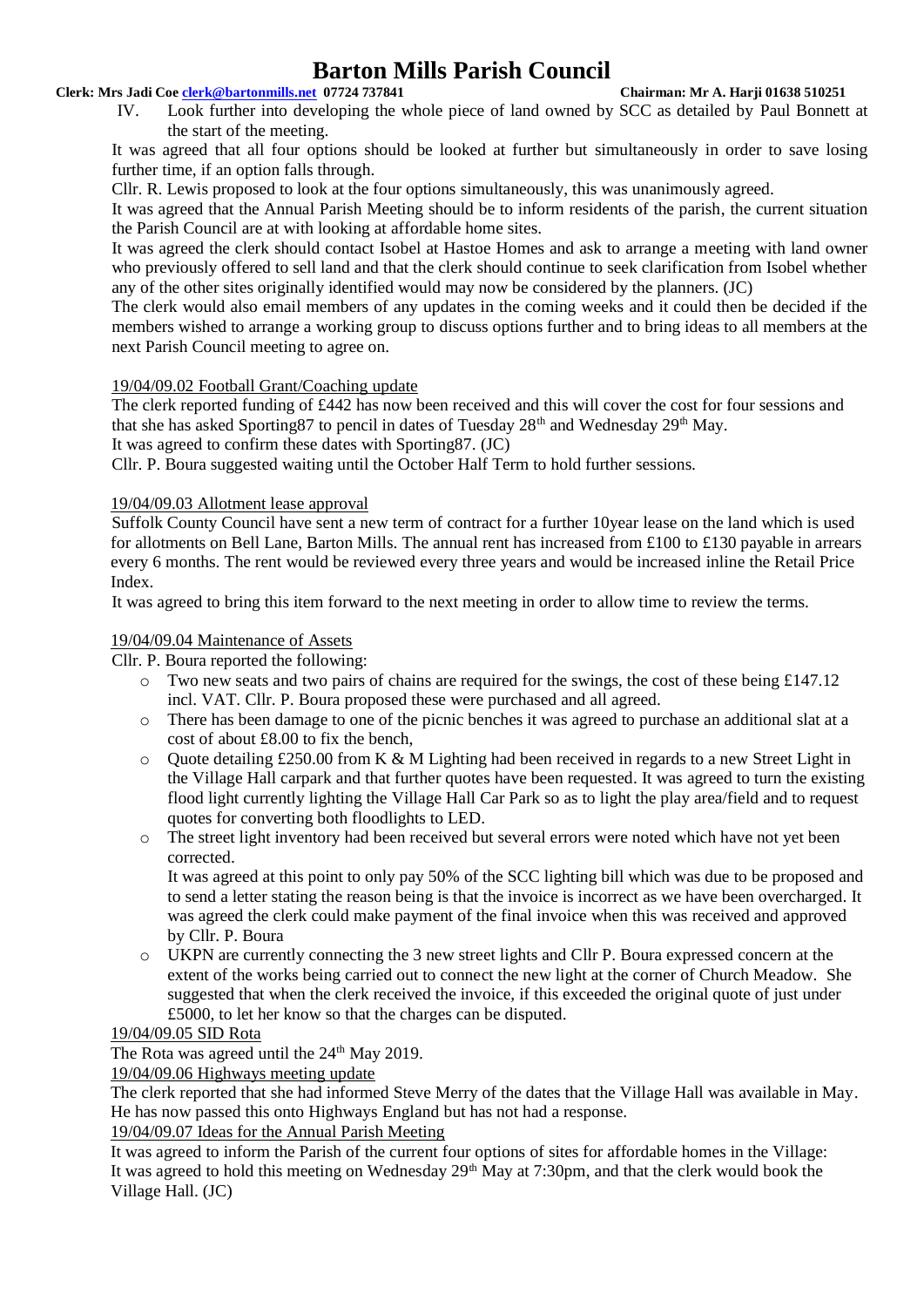IV. Look further into developing the whole piece of land owned by SCC as detailed by Paul Bonnett at the start of the meeting.

It was agreed that all four options should be looked at further but simultaneously in order to save losing further time, if an option falls through.

Cllr. R. Lewis proposed to look at the four options simultaneously, this was unanimously agreed.

It was agreed that the Annual Parish Meeting should be to inform residents of the parish, the current situation the Parish Council are at with looking at affordable home sites.

It was agreed the clerk should contact Isobel at Hastoe Homes and ask to arrange a meeting with land owner who previously offered to sell land and that the clerk should continue to seek clarification from Isobel whether any of the other sites originally identified would may now be considered by the planners. (JC)

The clerk would also email members of any updates in the coming weeks and it could then be decided if the members wished to arrange a working group to discuss options further and to bring ideas to all members at the next Parish Council meeting to agree on.

19/04/09.02 Football Grant/Coaching update

The clerk reported funding of £442 has now been received and this will cover the cost for four sessions and that she has asked Sporting87 to pencil in dates of Tuesday 28th and Wednesday 29th May.

It was agreed to confirm these dates with Sporting87. (JC)

Cllr. P. Boura suggested waiting until the October Half Term to hold further sessions.

19/04/09.03 Allotment lease approval

Suffolk County Council have sent a new term of contract for a further 10year lease on the land which is used for allotments on Bell Lane, Barton Mills. The annual rent has increased from £100 to £130 payable in arrears every 6 months. The rent would be reviewed every three years and would be increased inline the Retail Price Index.

It was agreed to bring this item forward to the next meeting in order to allow time to review the terms.

19/04/09.04 Maintenance of Assets

Cllr. P. Boura reported the following:

- Two new seats and two pairs of chains are required for the swings, the cost of these being £147.12 incl. VAT. Cllr. P. Boura proposed these were purchased and all agreed.
- There has been damage to one of the picnic benches it was agreed to purchase an additional slat at a cost of about £8.00 to fix the bench,
- Quote detailing £250.00 from K & M Lighting had been received in regards to a new Street Light in the Village Hall carpark and that further quotes have been requested. It was agreed to turn the existing flood light currently lighting the Village Hall Car Park so as to light the play area/field and to request quotes for converting both floodlights to LED.
- The street light inventory had been received but several errors were noted which have not yet been corrected.

  It was agreed at this point to only pay 50% of the SCC lighting bill which was due to be proposed and to send a letter stating the reason being is that the invoice is incorrect as we have been overcharged. It was agreed the clerk could make payment of the final invoice when this was received and approved by Cllr. P. Boura
- UKPN are currently connecting the 3 new street lights and Cllr P. Boura expressed concern at the extent of the works being carried out to connect the new light at the corner of Church Meadow. She suggested that when the clerk received the invoice, if this exceeded the original quote of just under £5000, to let her know so that the charges can be disputed.

19/04/09.05 SID Rota

The Rota was agreed until the 24th May 2019.

19/04/09.06 Highways meeting update

The clerk reported that she had informed Steve Merry of the dates that the Village Hall was available in May. He has now passed this onto Highways England but has not had a response.

19/04/09.07 Ideas for the Annual Parish Meeting

It was agreed to inform the Parish of the current four options of sites for affordable homes in the Village:

It was agreed to hold this meeting on Wednesday 29th May at 7:30pm, and that the clerk would book the Village Hall. (JC)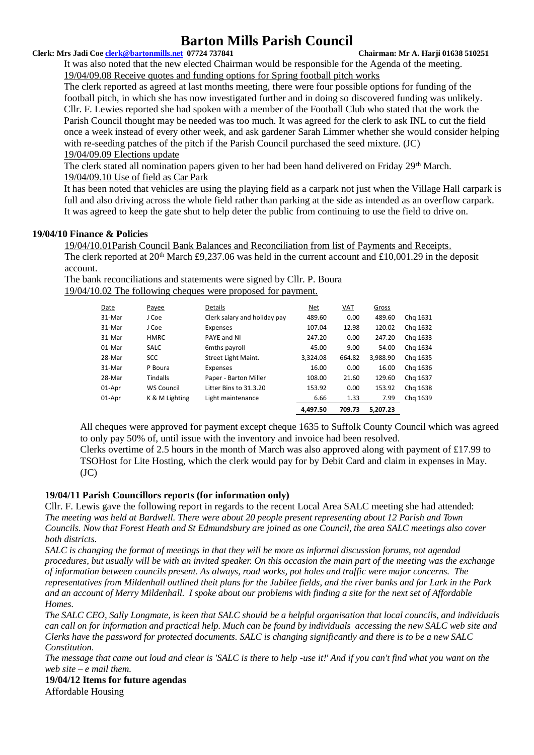It was also noted that the new elected Chairman would be responsible for the Agenda of the meeting.

19/04/09.08 Receive quotes and funding options for Spring football pitch works

The clerk reported as agreed at last months meeting, there were four possible options for funding of the football pitch, in which she has now investigated further and in doing so discovered funding was unlikely. Cllr. F. Lewies reported she had spoken with a member of the Football Club who stated that the work the Parish Council thought may be needed was too much. It was agreed for the clerk to ask INL to cut the field once a week instead of every other week, and ask gardener Sarah Limmer whether she would consider helping with re-seeding patches of the pitch if the Parish Council purchased the seed mixture. (JC)

19/04/09.09 Elections update

The clerk stated all nomination papers given to her had been hand delivered on Friday 29th March.

19/04/09.10 Use of field as Car Park

It has been noted that vehicles are using the playing field as a carpark not just when the Village Hall carpark is full and also driving across the whole field rather than parking at the side as intended as an overflow carpark. It was agreed to keep the gate shut to help deter the public from continuing to use the field to drive on.

**19/04/10 Finance & Policies**

19/04/10.01Parish Council Bank Balances and Reconciliation from list of Payments and Receipts.

The clerk reported at 20th March £9,237.06 was held in the current account and £10,001.29 in the deposit account.

The bank reconciliations and statements were signed by Cllr. P. Boura

19/04/10.02 The following cheques were proposed for payment.

| Date | Payee | Details | Net | VAT | Gross | |
|---|---|---|---|---|---|---|
| 31-Mar | J Coe | Clerk salary and holiday pay | 489.60 | 0.00 | 489.60 | Chq 1631 |
| 31-Mar | J Coe | Expenses | 107.04 | 12.98 | 120.02 | Chq 1632 |
| 31-Mar | HMRC | PAYE and NI | 247.20 | 0.00 | 247.20 | Chq 1633 |
| 01-Mar | SALC | 6mths payroll | 45.00 | 9.00 | 54.00 | Chq 1634 |
| 28-Mar | SCC | Street Light Maint. | 3,324.08 | 664.82 | 3,988.90 | Chq 1635 |
| 31-Mar | P Boura | Expenses | 16.00 | 0.00 | 16.00 | Chq 1636 |
| 28-Mar | Tindalls | Paper - Barton Miller | 108.00 | 21.60 | 129.60 | Chq 1637 |
| 01-Apr | WS Council | Litter Bins to 31.3.20 | 153.92 | 0.00 | 153.92 | Chq 1638 |
| 01-Apr | K & M Lighting | Light maintenance | 6.66 | 1.33 | 7.99 | Chq 1639 |
| | | | **4,497.50** | **709.73** | **5,207.23** | |

All cheques were approved for payment except cheque 1635 to Suffolk County Council which was agreed to only pay 50% of, until issue with the inventory and invoice had been resolved.

Clerks overtime of 2.5 hours in the month of March was also approved along with payment of £17.99 to TSOHost for Lite Hosting, which the clerk would pay for by Debit Card and claim in expenses in May. (JC)

**19/04/11 Parish Councillors reports (for information only)**

Cllr. F. Lewis gave the following report in regards to the recent Local Area SALC meeting she had attended:

*The meeting was held at Bardwell. There were about 20 people present representing about 12 Parish and Town Councils. Now that Forest Heath and St Edmundsbury are joined as one Council, the area SALC meetings also cover both districts.*

*SALC is changing the format of meetings in that they will be more as informal discussion forums, not agendad procedures, but usually will be with an invited speaker. On this occasion the main part of the meeting was the exchange of information between councils present. As always, road works, pot holes and traffic were major concerns. The representatives from Mildenhall outlined theit plans for the Jubilee fields, and the river banks and for Lark in the Park and an account of Merry Mildenhall. I spoke about our problems with finding a site for the next set of Affordable Homes.*

*The SALC CEO, Sally Longmate, is keen that SALC should be a helpful organisation that local councils, and individuals can call on for information and practical help. Much can be found by individuals accessing the new SALC web site and Clerks have the password for protected documents. SALC is changing significantly and there is to be a new SALC Constitution.*

*The message that came out loud and clear is 'SALC is there to help -use it!' And if you can't find what you want on the web site – e mail them.*

**19/04/12 Items for future agendas**

Affordable Housing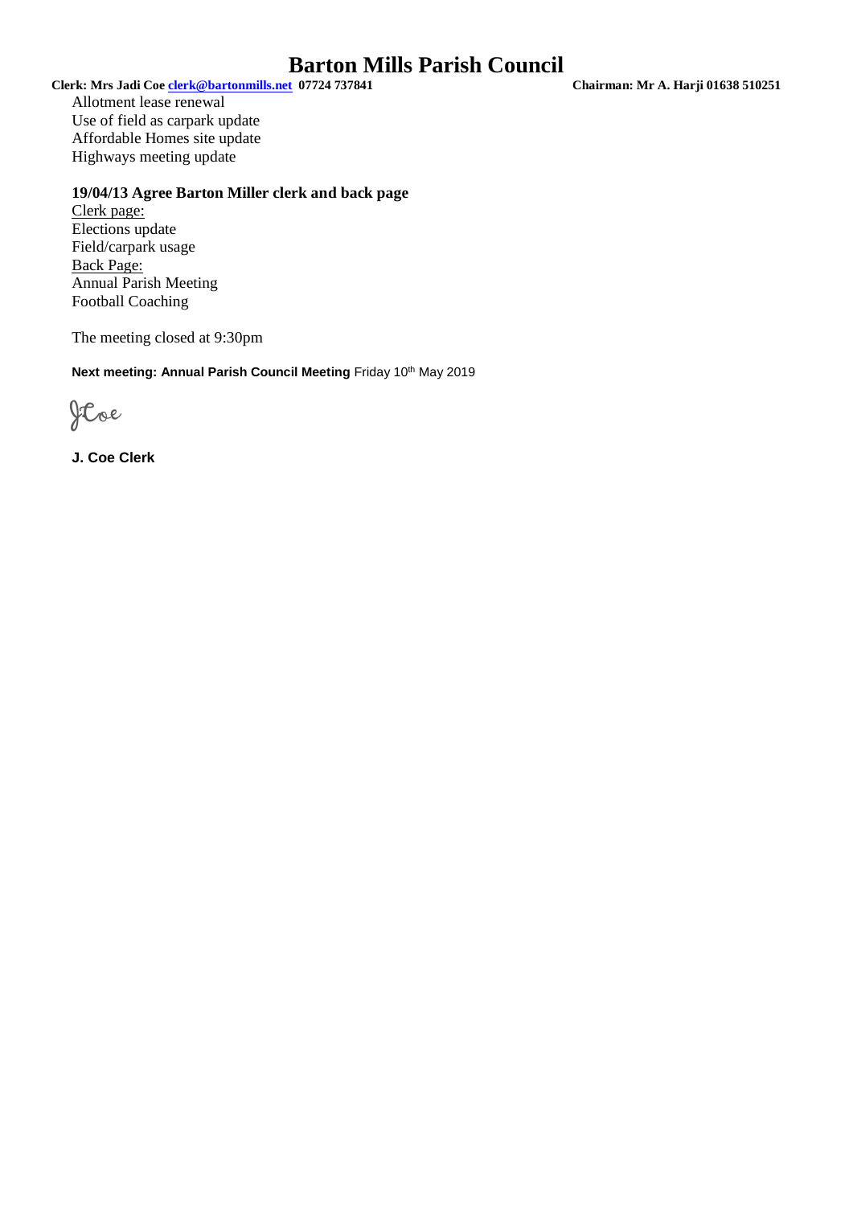# Barton Mills Parish Council

**Clerk: Mrs Jadi Coe clerk@bartonmills.net 07724 737841** **Chairman: Mr A. Harji 01638 510251**

Allotment lease renewal
Use of field as carpark update
Affordable Homes site update
Highways meeting update

**19/04/13 Agree Barton Miller clerk and back page**

Clerk page:
Elections update
Field/carpark usage
Back Page:
Annual Parish Meeting
Football Coaching

The meeting closed at 9:30pm

**Next meeting: Annual Parish Council Meeting** Friday 10th May 2019

JCoe

**J. Coe Clerk**